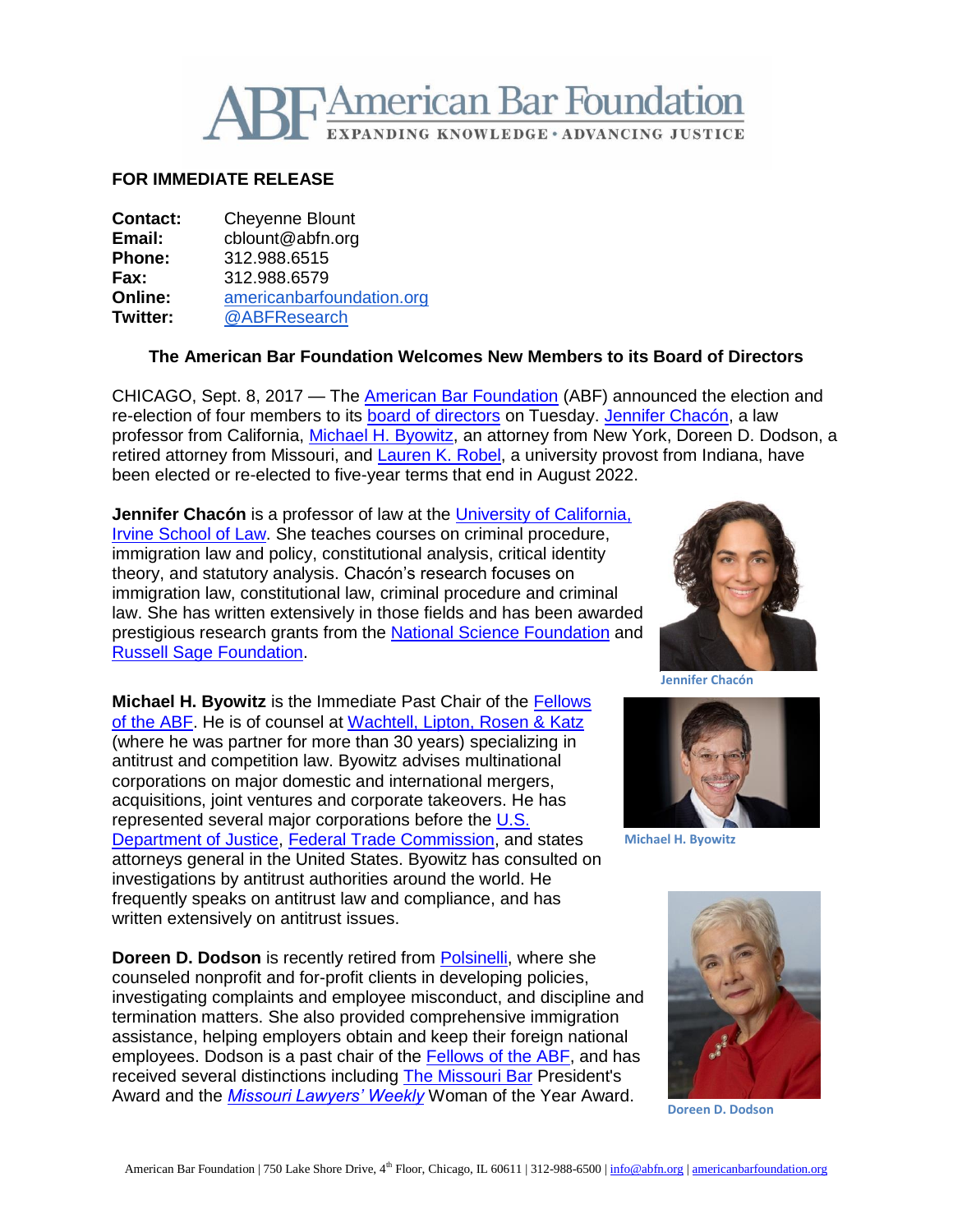# American Bar Foundation

EXPANDING KNOWLEDGE • ADVANCING JUSTICE

**FOR IMMEDIATE RELEASE**

**Contact:** Cheyenne Blount
**Email:** cblount@abfn.org
**Phone:** 312.988.6515
**Fax:** 312.988.6579
**Online:** americanbarfoundation.org
**Twitter:** @ABFResearch

## The American Bar Foundation Welcomes New Members to its Board of Directors

CHICAGO, Sept. 8, 2017 — The American Bar Foundation (ABF) announced the election and re-election of four members to its board of directors on Tuesday. Jennifer Chacón, a law professor from California, Michael H. Byowitz, an attorney from New York, Doreen D. Dodson, a retired attorney from Missouri, and Lauren K. Robel, a university provost from Indiana, have been elected or re-elected to five-year terms that end in August 2022.

**Jennifer Chacón** is a professor of law at the University of California, Irvine School of Law. She teaches courses on criminal procedure, immigration law and policy, constitutional analysis, critical identity theory, and statutory analysis. Chacón's research focuses on immigration law, constitutional law, criminal procedure and criminal law. She has written extensively in those fields and has been awarded prestigious research grants from the National Science Foundation and Russell Sage Foundation.

Jennifer Chacón

**Michael H. Byowitz** is the Immediate Past Chair of the Fellows of the ABF. He is of counsel at Wachtell, Lipton, Rosen & Katz (where he was partner for more than 30 years) specializing in antitrust and competition law. Byowitz advises multinational corporations on major domestic and international mergers, acquisitions, joint ventures and corporate takeovers. He has represented several major corporations before the U.S. Department of Justice, Federal Trade Commission, and states attorneys general in the United States. Byowitz has consulted on investigations by antitrust authorities around the world. He frequently speaks on antitrust law and compliance, and has written extensively on antitrust issues.

Michael H. Byowitz

**Doreen D. Dodson** is recently retired from Polsinelli, where she counseled nonprofit and for-profit clients in developing policies, investigating complaints and employee misconduct, and discipline and termination matters. She also provided comprehensive immigration assistance, helping employers obtain and keep their foreign national employees. Dodson is a past chair of the Fellows of the ABF, and has received several distinctions including The Missouri Bar President's Award and the *Missouri Lawyers' Weekly* Woman of the Year Award.

Doreen D. Dodson

American Bar Foundation | 750 Lake Shore Drive, 4th Floor, Chicago, IL 60611 | 312-988-6500 | info@abfn.org | americanbarfoundation.org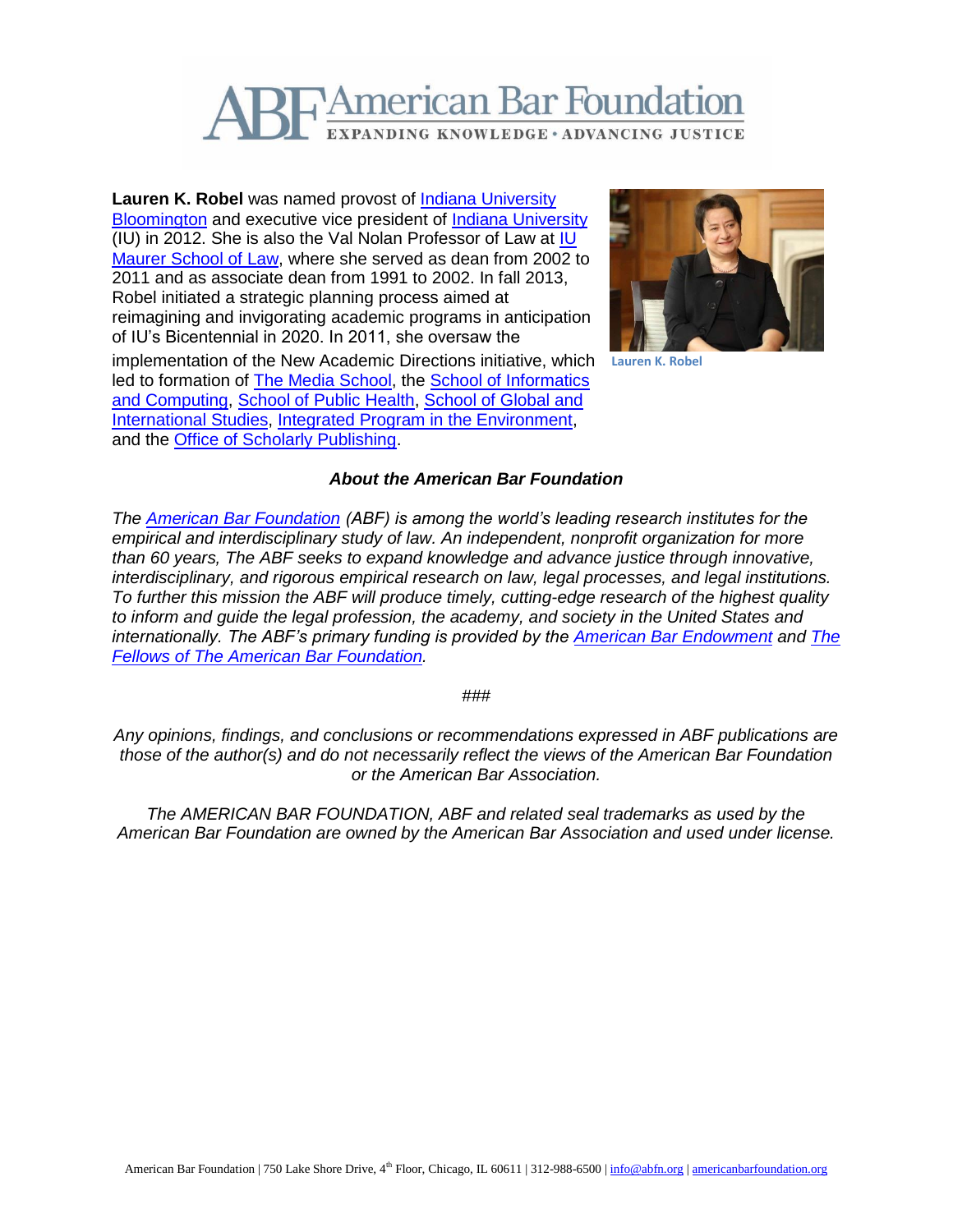**Lauren K. Robel** was named provost of Indiana University Bloomington and executive vice president of Indiana University (IU) in 2012. She is also the Val Nolan Professor of Law at IU Maurer School of Law, where she served as dean from 2002 to 2011 and as associate dean from 1991 to 2002. In fall 2013, Robel initiated a strategic planning process aimed at reimagining and invigorating academic programs in anticipation of IU's Bicentennial in 2020. In 2011, she oversaw the implementation of the New Academic Directions initiative, which led to formation of The Media School, the School of Informatics and Computing, School of Public Health, School of Global and International Studies, Integrated Program in the Environment, and the Office of Scholarly Publishing.

Lauren K. Robel

***About the American Bar Foundation***

*The American Bar Foundation (ABF) is among the world's leading research institutes for the empirical and interdisciplinary study of law. An independent, nonprofit organization for more than 60 years, The ABF seeks to expand knowledge and advance justice through innovative, interdisciplinary, and rigorous empirical research on law, legal processes, and legal institutions. To further this mission the ABF will produce timely, cutting-edge research of the highest quality to inform and guide the legal profession, the academy, and society in the United States and internationally. The ABF's primary funding is provided by the American Bar Endowment and The Fellows of The American Bar Foundation.*

###

*Any opinions, findings, and conclusions or recommendations expressed in ABF publications are those of the author(s) and do not necessarily reflect the views of the American Bar Foundation or the American Bar Association.*

*The AMERICAN BAR FOUNDATION, ABF and related seal trademarks as used by the American Bar Foundation are owned by the American Bar Association and used under license.*

American Bar Foundation | 750 Lake Shore Drive, 4th Floor, Chicago, IL 60611 | 312-988-6500 | info@abfn.org | americanbarfoundation.org